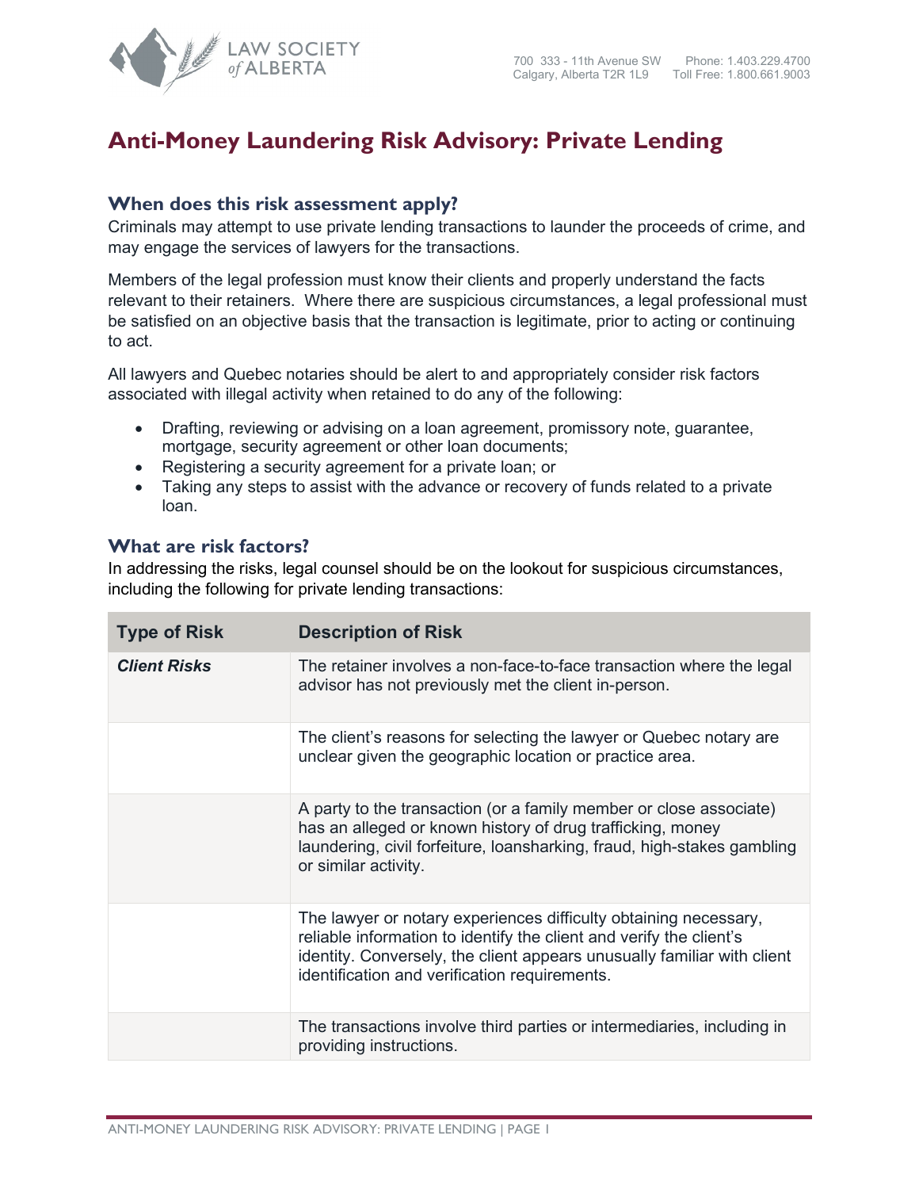LAW SOCIETY of ALBERTA

700 333 - 11th Avenue SW
Calgary, Alberta T2R 1L9

Phone: 1.403.229.4700
Toll Free: 1.800.661.9003

# Anti-Money Laundering Risk Advisory: Private Lending

## When does this risk assessment apply?

Criminals may attempt to use private lending transactions to launder the proceeds of crime, and may engage the services of lawyers for the transactions.

Members of the legal profession must know their clients and properly understand the facts relevant to their retainers. Where there are suspicious circumstances, a legal professional must be satisfied on an objective basis that the transaction is legitimate, prior to acting or continuing to act.

All lawyers and Quebec notaries should be alert to and appropriately consider risk factors associated with illegal activity when retained to do any of the following:

- Drafting, reviewing or advising on a loan agreement, promissory note, guarantee, mortgage, security agreement or other loan documents;
- Registering a security agreement for a private loan; or
- Taking any steps to assist with the advance or recovery of funds related to a private loan.

## What are risk factors?

In addressing the risks, legal counsel should be on the lookout for suspicious circumstances, including the following for private lending transactions:

| Type of Risk | Description of Risk |
|---|---|
| ***Client Risks*** | The retainer involves a non-face-to-face transaction where the legal advisor has not previously met the client in-person. |
| | The client's reasons for selecting the lawyer or Quebec notary are unclear given the geographic location or practice area. |
| | A party to the transaction (or a family member or close associate) has an alleged or known history of drug trafficking, money laundering, civil forfeiture, loansharking, fraud, high-stakes gambling or similar activity. |
| | The lawyer or notary experiences difficulty obtaining necessary, reliable information to identify the client and verify the client's identity. Conversely, the client appears unusually familiar with client identification and verification requirements. |
| | The transactions involve third parties or intermediaries, including in providing instructions. |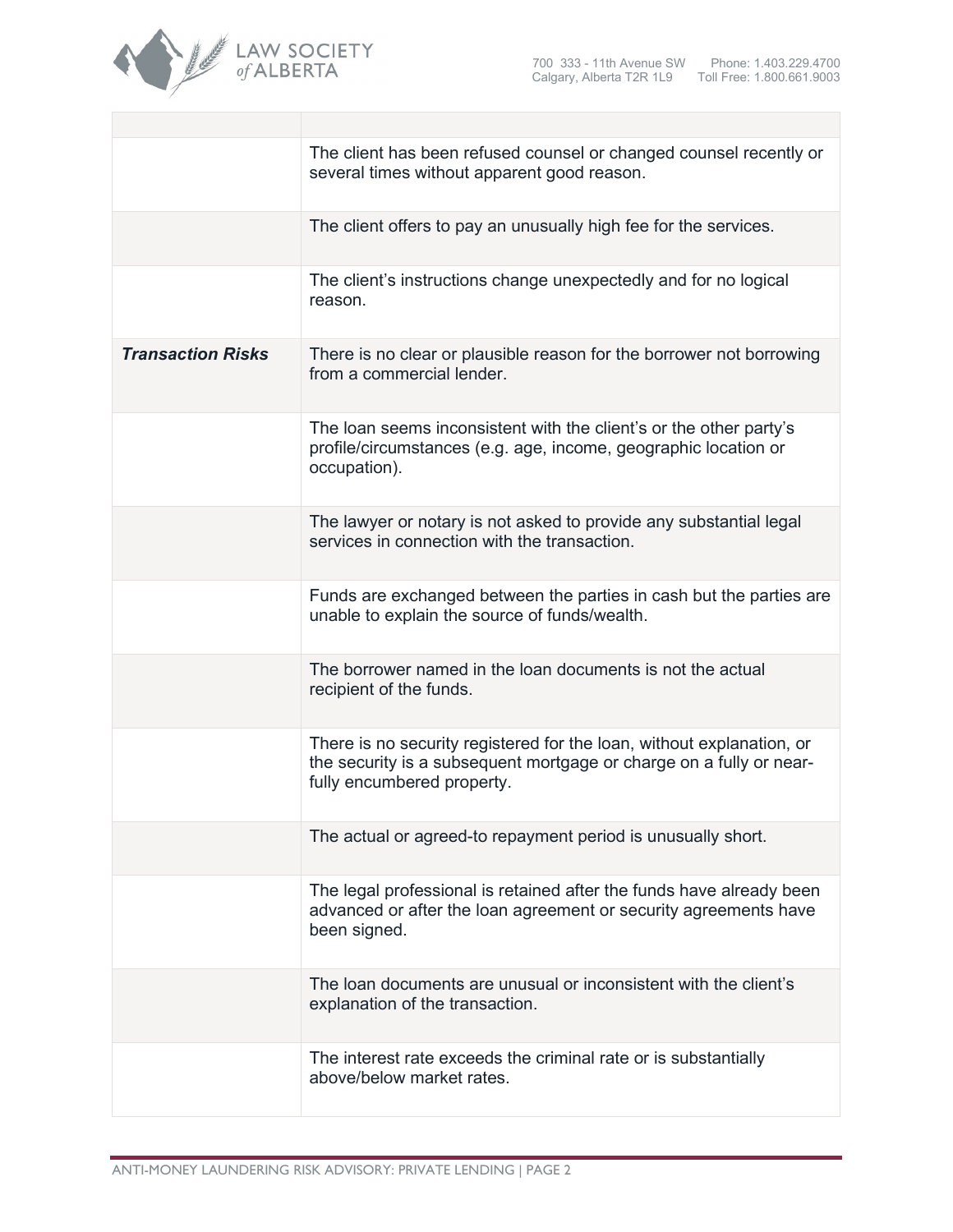| | |
|---|---|
| | The client has been refused counsel or changed counsel recently or several times without apparent good reason. |
| | The client offers to pay an unusually high fee for the services. |
| | The client's instructions change unexpectedly and for no logical reason. |
| ***Transaction Risks*** | There is no clear or plausible reason for the borrower not borrowing from a commercial lender. |
| | The loan seems inconsistent with the client's or the other party's profile/circumstances (e.g. age, income, geographic location or occupation). |
| | The lawyer or notary is not asked to provide any substantial legal services in connection with the transaction. |
| | Funds are exchanged between the parties in cash but the parties are unable to explain the source of funds/wealth. |
| | The borrower named in the loan documents is not the actual recipient of the funds. |
| | There is no security registered for the loan, without explanation, or the security is a subsequent mortgage or charge on a fully or near-fully encumbered property. |
| | The actual or agreed-to repayment period is unusually short. |
| | The legal professional is retained after the funds have already been advanced or after the loan agreement or security agreements have been signed. |
| | The loan documents are unusual or inconsistent with the client's explanation of the transaction. |
| | The interest rate exceeds the criminal rate or is substantially above/below market rates. |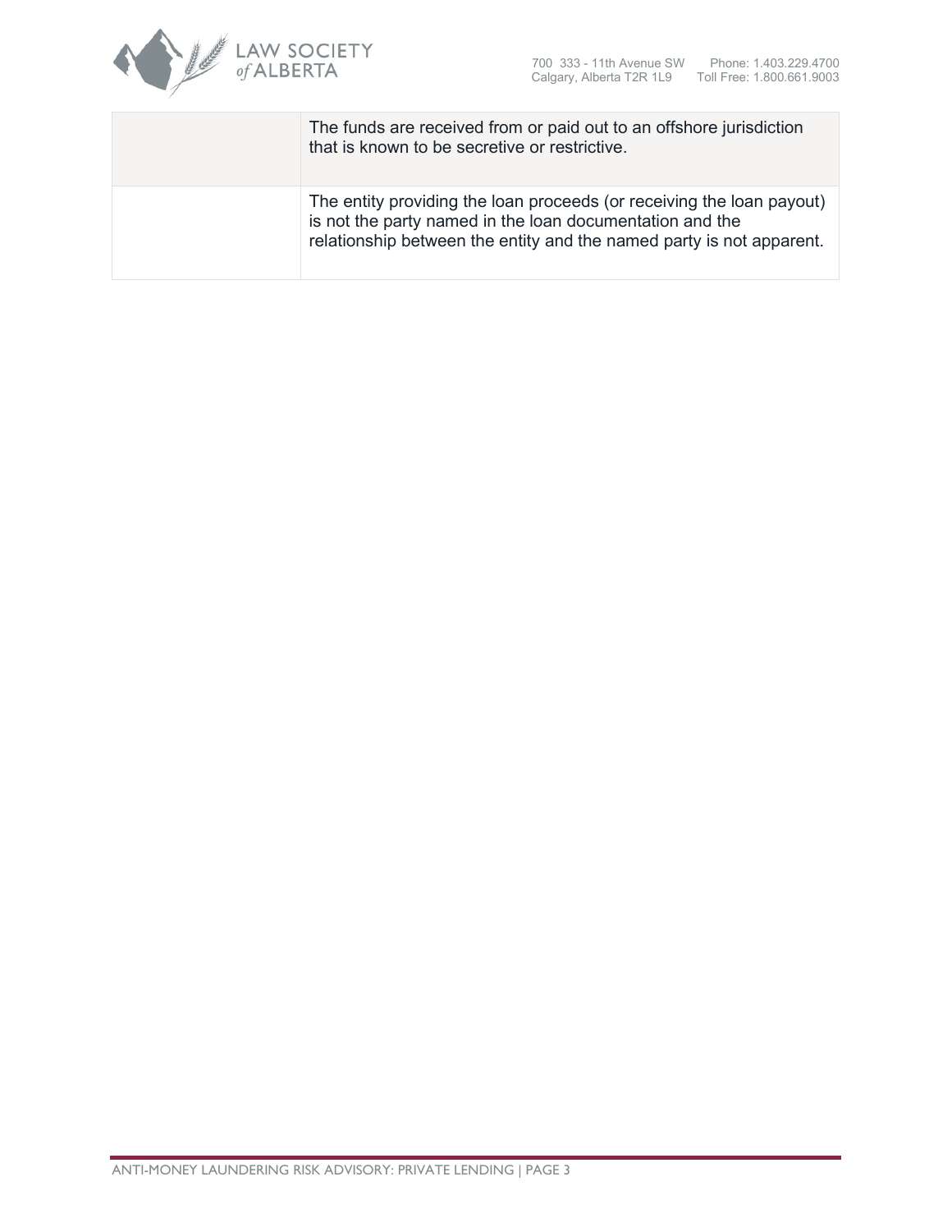| | |
|---|---|
| | The funds are received from or paid out to an offshore jurisdiction that is known to be secretive or restrictive. |
| | The entity providing the loan proceeds (or receiving the loan payout) is not the party named in the loan documentation and the relationship between the entity and the named party is not apparent. |